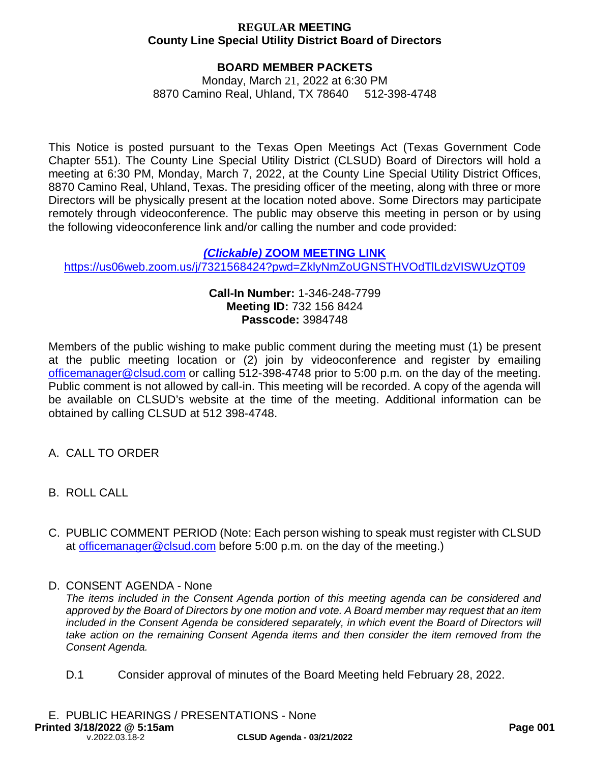**REGULAR MEETING**
**County Line Special Utility District Board of Directors**

**BOARD MEMBER PACKETS**

Monday, March 21, 2022 at 6:30 PM
8870 Camino Real, Uhland, TX 78640 512-398-4748

This Notice is posted pursuant to the Texas Open Meetings Act (Texas Government Code Chapter 551). The County Line Special Utility District (CLSUD) Board of Directors will hold a meeting at 6:30 PM, Monday, March 7, 2022, at the County Line Special Utility District Offices, 8870 Camino Real, Uhland, Texas. The presiding officer of the meeting, along with three or more Directors will be physically present at the location noted above. Some Directors may participate remotely through videoconference. The public may observe this meeting in person or by using the following videoconference link and/or calling the number and code provided:

**(Clickable) ZOOM MEETING LINK**
https://us06web.zoom.us/j/7321568424?pwd=ZklyNmZoUGNSTHVOdTlLdzVISWUzQT09

**Call-In Number:** 1-346-248-7799
**Meeting ID:** 732 156 8424
**Passcode:** 3984748

Members of the public wishing to make public comment during the meeting must (1) be present at the public meeting location or (2) join by videoconference and register by emailing officemanager@clsud.com or calling 512-398-4748 prior to 5:00 p.m. on the day of the meeting. Public comment is not allowed by call-in. This meeting will be recorded. A copy of the agenda will be available on CLSUD's website at the time of the meeting. Additional information can be obtained by calling CLSUD at 512 398-4748.

A. CALL TO ORDER

B. ROLL CALL

C. PUBLIC COMMENT PERIOD (Note: Each person wishing to speak must register with CLSUD at officemanager@clsud.com before 5:00 p.m. on the day of the meeting.)

D. CONSENT AGENDA - None

*The items included in the Consent Agenda portion of this meeting agenda can be considered and approved by the Board of Directors by one motion and vote. A Board member may request that an item included in the Consent Agenda be considered separately, in which event the Board of Directors will take action on the remaining Consent Agenda items and then consider the item removed from the Consent Agenda.*

D.1 Consider approval of minutes of the Board Meeting held February 28, 2022.

E. PUBLIC HEARINGS / PRESENTATIONS - None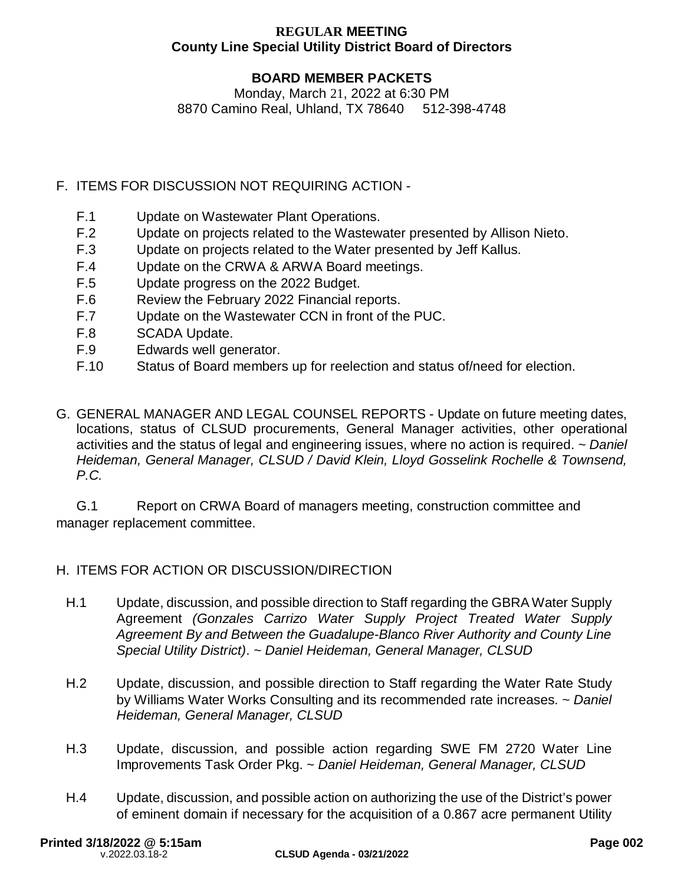**REGULAR MEETING**
**County Line Special Utility District Board of Directors**

**BOARD MEMBER PACKETS**
Monday, March 21, 2022 at 6:30 PM
8870 Camino Real, Uhland, TX 78640 512-398-4748

F. ITEMS FOR DISCUSSION NOT REQUIRING ACTION -

- F.1 Update on Wastewater Plant Operations.
- F.2 Update on projects related to the Wastewater presented by Allison Nieto.
- F.3 Update on projects related to the Water presented by Jeff Kallus.
- F.4 Update on the CRWA & ARWA Board meetings.
- F.5 Update progress on the 2022 Budget.
- F.6 Review the February 2022 Financial reports.
- F.7 Update on the Wastewater CCN in front of the PUC.
- F.8 SCADA Update.
- F.9 Edwards well generator.
- F.10 Status of Board members up for reelection and status of/need for election.

G. GENERAL MANAGER AND LEGAL COUNSEL REPORTS - Update on future meeting dates, locations, status of CLSUD procurements, General Manager activities, other operational activities and the status of legal and engineering issues, where no action is required. ~ *Daniel Heideman, General Manager, CLSUD / David Klein, Lloyd Gosselink Rochelle & Townsend, P.C.*

G.1 Report on CRWA Board of managers meeting, construction committee and manager replacement committee.

H. ITEMS FOR ACTION OR DISCUSSION/DIRECTION

- H.1 Update, discussion, and possible direction to Staff regarding the GBRA Water Supply Agreement *(Gonzales Carrizo Water Supply Project Treated Water Supply Agreement By and Between the Guadalupe-Blanco River Authority and County Line Special Utility District)*. ~ *Daniel Heideman, General Manager, CLSUD*
- H.2 Update, discussion, and possible direction to Staff regarding the Water Rate Study by Williams Water Works Consulting and its recommended rate increases. ~ *Daniel Heideman, General Manager, CLSUD*
- H.3 Update, discussion, and possible action regarding SWE FM 2720 Water Line Improvements Task Order Pkg. ~ *Daniel Heideman, General Manager, CLSUD*
- H.4 Update, discussion, and possible action on authorizing the use of the District's power of eminent domain if necessary for the acquisition of a 0.867 acre permanent Utility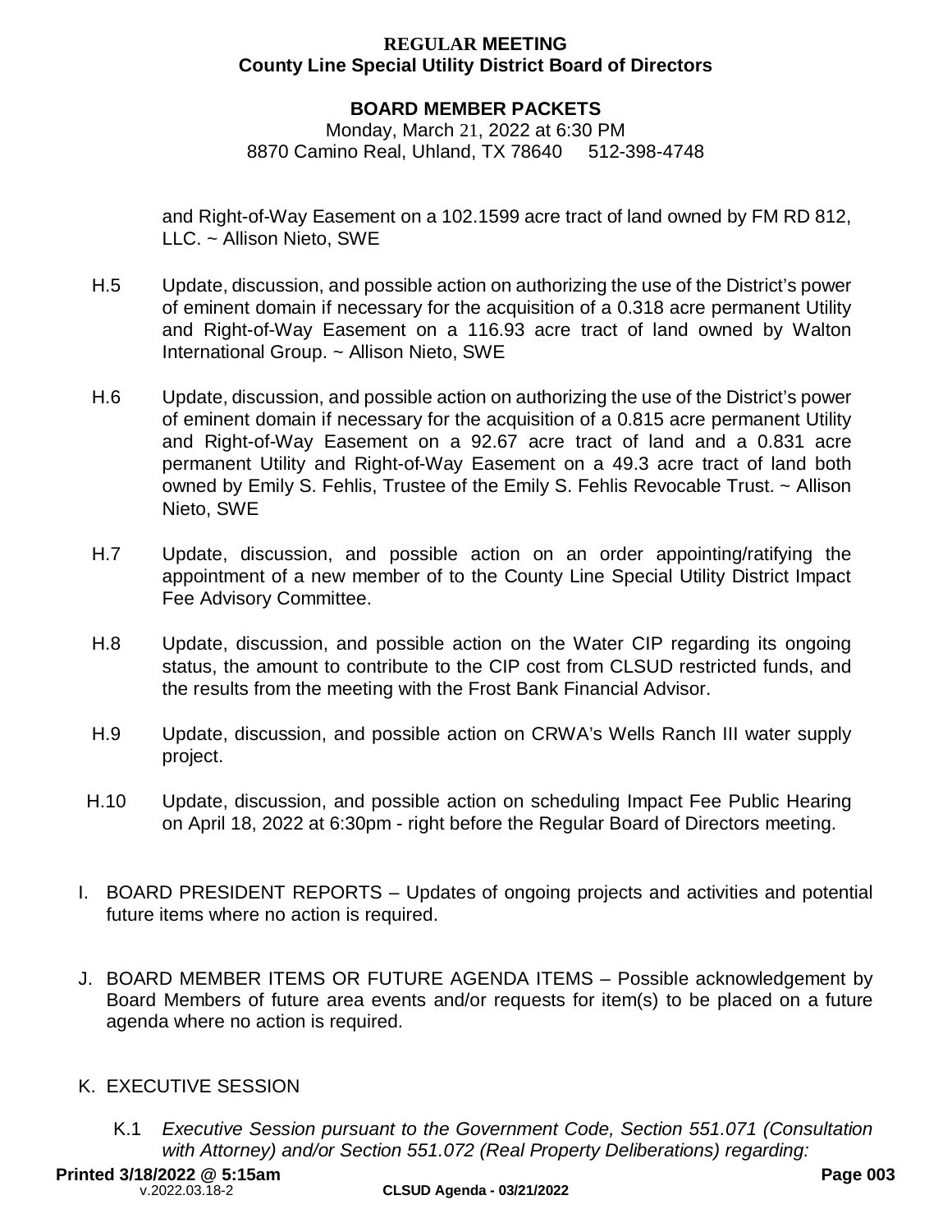and Right-of-Way Easement on a 102.1599 acre tract of land owned by FM RD 812, LLC. ~ Allison Nieto, SWE

H.5 Update, discussion, and possible action on authorizing the use of the District's power of eminent domain if necessary for the acquisition of a 0.318 acre permanent Utility and Right-of-Way Easement on a 116.93 acre tract of land owned by Walton International Group. ~ Allison Nieto, SWE

H.6 Update, discussion, and possible action on authorizing the use of the District's power of eminent domain if necessary for the acquisition of a 0.815 acre permanent Utility and Right-of-Way Easement on a 92.67 acre tract of land and a 0.831 acre permanent Utility and Right-of-Way Easement on a 49.3 acre tract of land both owned by Emily S. Fehlis, Trustee of the Emily S. Fehlis Revocable Trust. ~ Allison Nieto, SWE

H.7 Update, discussion, and possible action on an order appointing/ratifying the appointment of a new member of to the County Line Special Utility District Impact Fee Advisory Committee.

H.8 Update, discussion, and possible action on the Water CIP regarding its ongoing status, the amount to contribute to the CIP cost from CLSUD restricted funds, and the results from the meeting with the Frost Bank Financial Advisor.

H.9 Update, discussion, and possible action on CRWA's Wells Ranch III water supply project.

H.10 Update, discussion, and possible action on scheduling Impact Fee Public Hearing on April 18, 2022 at 6:30pm - right before the Regular Board of Directors meeting.

I. BOARD PRESIDENT REPORTS – Updates of ongoing projects and activities and potential future items where no action is required.

J. BOARD MEMBER ITEMS OR FUTURE AGENDA ITEMS – Possible acknowledgement by Board Members of future area events and/or requests for item(s) to be placed on a future agenda where no action is required.

K. EXECUTIVE SESSION

K.1 *Executive Session pursuant to the Government Code, Section 551.071 (Consultation with Attorney) and/or Section 551.072 (Real Property Deliberations) regarding:*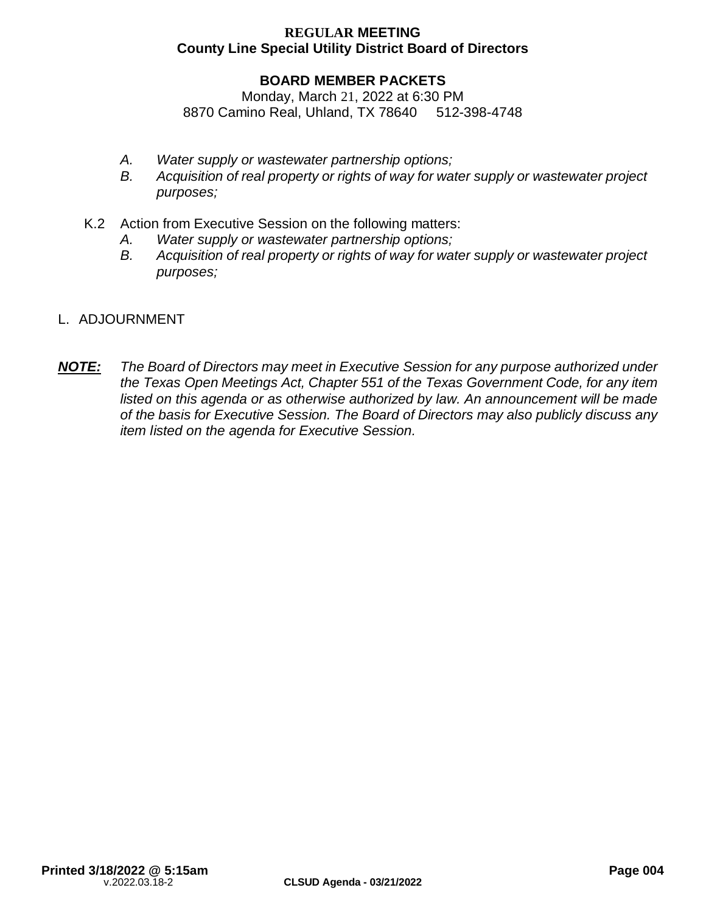- *A. Water supply or wastewater partnership options;*
- *B. Acquisition of real property or rights of way for water supply or wastewater project purposes;*

K.2 Action from Executive Session on the following matters:

- *A. Water supply or wastewater partnership options;*
- *B. Acquisition of real property or rights of way for water supply or wastewater project purposes;*

L. ADJOURNMENT

***NOTE:*** *The Board of Directors may meet in Executive Session for any purpose authorized under the Texas Open Meetings Act, Chapter 551 of the Texas Government Code, for any item listed on this agenda or as otherwise authorized by law. An announcement will be made of the basis for Executive Session. The Board of Directors may also publicly discuss any item listed on the agenda for Executive Session.*